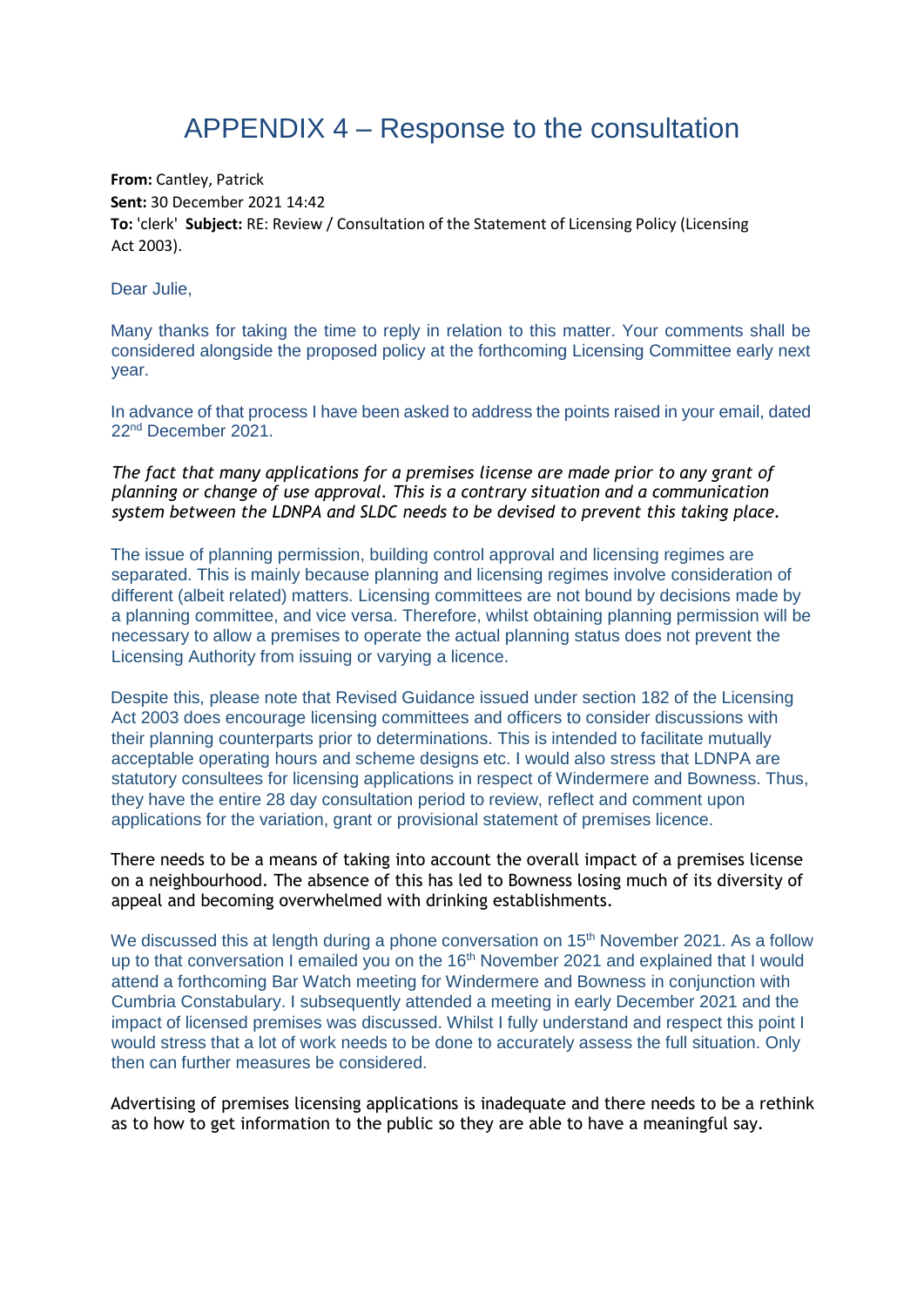# APPENDIX 4 – Response to the consultation

**From:** Cantley, Patrick
**Sent:** 30 December 2021 14:42
**To:** 'clerk' **Subject:** RE: Review / Consultation of the Statement of Licensing Policy (Licensing Act 2003).

Dear Julie,

Many thanks for taking the time to reply in relation to this matter. Your comments shall be considered alongside the proposed policy at the forthcoming Licensing Committee early next year.

In advance of that process I have been asked to address the points raised in your email, dated 22nd December 2021.

*The fact that many applications for a premises license are made prior to any grant of planning or change of use approval. This is a contrary situation and a communication system between the LDNPA and SLDC needs to be devised to prevent this taking place.*

The issue of planning permission, building control approval and licensing regimes are separated. This is mainly because planning and licensing regimes involve consideration of different (albeit related) matters. Licensing committees are not bound by decisions made by a planning committee, and vice versa. Therefore, whilst obtaining planning permission will be necessary to allow a premises to operate the actual planning status does not prevent the Licensing Authority from issuing or varying a licence.

Despite this, please note that Revised Guidance issued under section 182 of the Licensing Act 2003 does encourage licensing committees and officers to consider discussions with their planning counterparts prior to determinations. This is intended to facilitate mutually acceptable operating hours and scheme designs etc. I would also stress that LDNPA are statutory consultees for licensing applications in respect of Windermere and Bowness. Thus, they have the entire 28 day consultation period to review, reflect and comment upon applications for the variation, grant or provisional statement of premises licence.

There needs to be a means of taking into account the overall impact of a premises license on a neighbourhood. The absence of this has led to Bowness losing much of its diversity of appeal and becoming overwhelmed with drinking establishments.

We discussed this at length during a phone conversation on 15th November 2021. As a follow up to that conversation I emailed you on the 16th November 2021 and explained that I would attend a forthcoming Bar Watch meeting for Windermere and Bowness in conjunction with Cumbria Constabulary. I subsequently attended a meeting in early December 2021 and the impact of licensed premises was discussed. Whilst I fully understand and respect this point I would stress that a lot of work needs to be done to accurately assess the full situation. Only then can further measures be considered.

Advertising of premises licensing applications is inadequate and there needs to be a rethink as to how to get information to the public so they are able to have a meaningful say.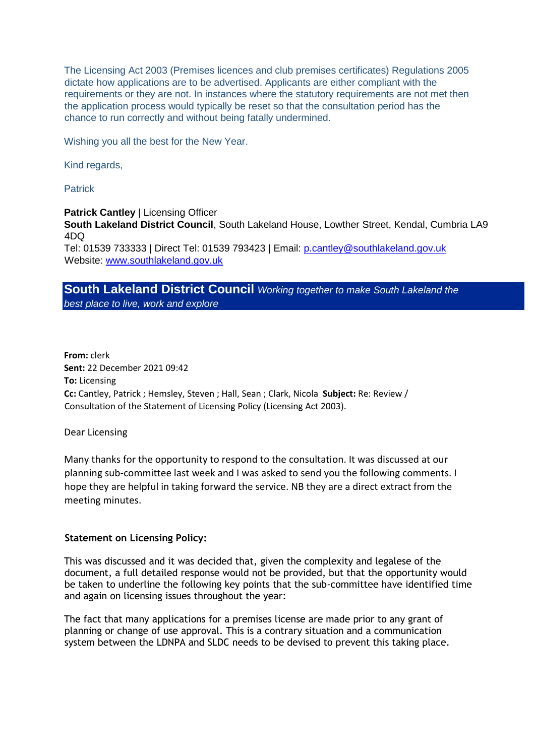The Licensing Act 2003 (Premises licences and club premises certificates) Regulations 2005 dictate how applications are to be advertised. Applicants are either compliant with the requirements or they are not. In instances where the statutory requirements are not met then the application process would typically be reset so that the consultation period has the chance to run correctly and without being fatally undermined.

Wishing you all the best for the New Year.

Kind regards,

Patrick

**Patrick Cantley** | Licensing Officer
**South Lakeland District Council**, South Lakeland House, Lowther Street, Kendal, Cumbria LA9 4DQ
Tel: 01539 733333 | Direct Tel: 01539 793423 | Email: p.cantley@southlakeland.gov.uk
Website: www.southlakeland.gov.uk

**South Lakeland District Council** *Working together to make South Lakeland the best place to live, work and explore*

**From:** clerk
**Sent:** 22 December 2021 09:42
**To:** Licensing
**Cc:** Cantley, Patrick ; Hemsley, Steven ; Hall, Sean ; Clark, Nicola **Subject:** Re: Review / Consultation of the Statement of Licensing Policy (Licensing Act 2003).

Dear Licensing

Many thanks for the opportunity to respond to the consultation. It was discussed at our planning sub-committee last week and I was asked to send you the following comments. I hope they are helpful in taking forward the service. NB they are a direct extract from the meeting minutes.

**Statement on Licensing Policy:**

This was discussed and it was decided that, given the complexity and legalese of the document, a full detailed response would not be provided, but that the opportunity would be taken to underline the following key points that the sub-committee have identified time and again on licensing issues throughout the year:

The fact that many applications for a premises license are made prior to any grant of planning or change of use approval. This is a contrary situation and a communication system between the LDNPA and SLDC needs to be devised to prevent this taking place.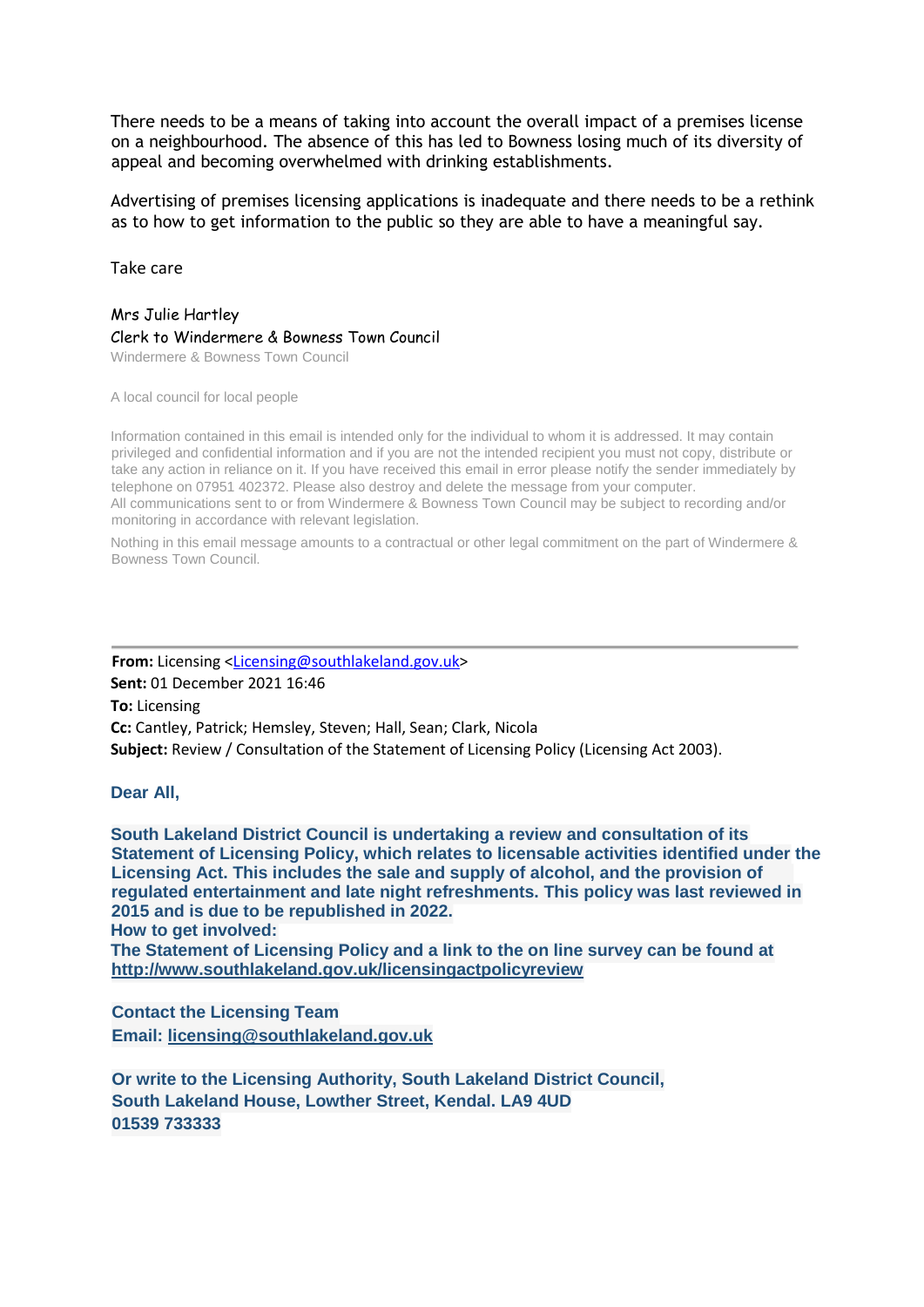There needs to be a means of taking into account the overall impact of a premises license on a neighbourhood. The absence of this has led to Bowness losing much of its diversity of appeal and becoming overwhelmed with drinking establishments.

Advertising of premises licensing applications is inadequate and there needs to be a rethink as to how to get information to the public so they are able to have a meaningful say.

Take care

Mrs Julie Hartley
Clerk to Windermere & Bowness Town Council
Windermere & Bowness Town Council

A local council for local people

Information contained in this email is intended only for the individual to whom it is addressed. It may contain privileged and confidential information and if you are not the intended recipient you must not copy, distribute or take any action in reliance on it. If you have received this email in error please notify the sender immediately by telephone on 07951 402372. Please also destroy and delete the message from your computer.
All communications sent to or from Windermere & Bowness Town Council may be subject to recording and/or monitoring in accordance with relevant legislation.

Nothing in this email message amounts to a contractual or other legal commitment on the part of Windermere & Bowness Town Council.

---

**From:** Licensing <Licensing@southlakeland.gov.uk>
**Sent:** 01 December 2021 16:46
**To:** Licensing
**Cc:** Cantley, Patrick; Hemsley, Steven; Hall, Sean; Clark, Nicola
**Subject:** Review / Consultation of the Statement of Licensing Policy (Licensing Act 2003).

**Dear All,**

**South Lakeland District Council is undertaking a review and consultation of its Statement of Licensing Policy, which relates to licensable activities identified under the Licensing Act. This includes the sale and supply of alcohol, and the provision of regulated entertainment and late night refreshments. This policy was last reviewed in 2015 and is due to be republished in 2022.**
**How to get involved:**
**The Statement of Licensing Policy and a link to the on line survey can be found at http://www.southlakeland.gov.uk/licensingactpolicyreview**

**Contact the Licensing Team**
**Email: licensing@southlakeland.gov.uk**

**Or write to the Licensing Authority, South Lakeland District Council, South Lakeland House, Lowther Street, Kendal. LA9 4UD**
**01539 733333**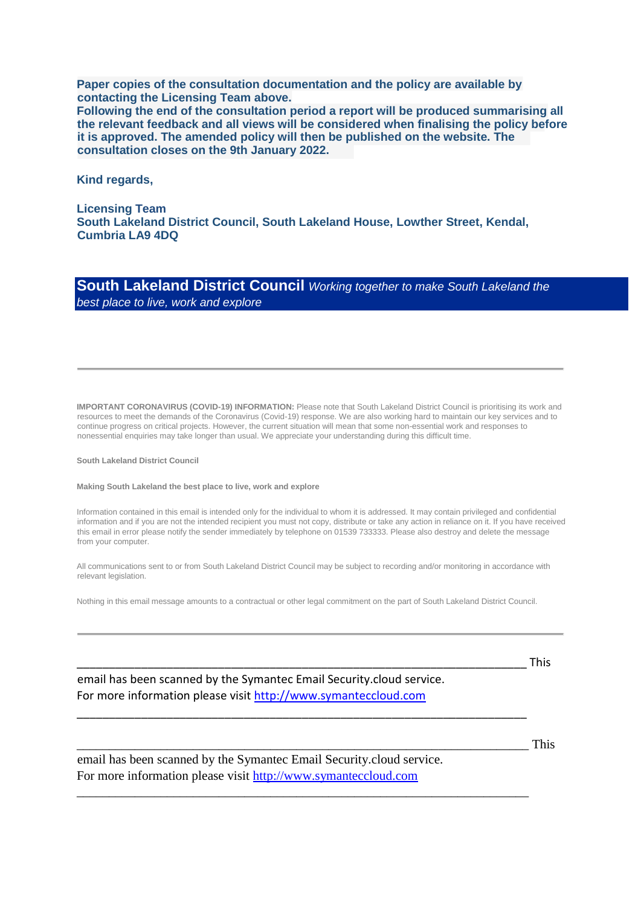**Paper copies of the consultation documentation and the policy are available by contacting the Licensing Team above.**
**Following the end of the consultation period a report will be produced summarising all the relevant feedback and all views will be considered when finalising the policy before it is approved. The amended policy will then be published on the website. The consultation closes on the 9th January 2022.**

**Kind regards,**

**Licensing Team**
**South Lakeland District Council, South Lakeland House, Lowther Street, Kendal, Cumbria LA9 4DQ**

**South Lakeland District Council** *Working together to make South Lakeland the best place to live, work and explore*

---

**IMPORTANT CORONAVIRUS (COVID-19) INFORMATION:** Please note that South Lakeland District Council is prioritising its work and resources to meet the demands of the Coronavirus (Covid-19) response. We are also working hard to maintain our key services and to continue progress on critical projects. However, the current situation will mean that some non-essential work and responses to nonessential enquiries may take longer than usual. We appreciate your understanding during this difficult time.

**South Lakeland District Council**

**Making South Lakeland the best place to live, work and explore**

Information contained in this email is intended only for the individual to whom it is addressed. It may contain privileged and confidential information and if you are not the intended recipient you must not copy, distribute or take any action in reliance on it. If you have received this email in error please notify the sender immediately by telephone on 01539 733333. Please also destroy and delete the message from your computer.

All communications sent to or from South Lakeland District Council may be subject to recording and/or monitoring in accordance with relevant legislation.

Nothing in this email message amounts to a contractual or other legal commitment on the part of South Lakeland District Council.

---

______________________________________________________________________ This email has been scanned by the Symantec Email Security.cloud service.
For more information please visit http://www.symanteccloud.com
______________________________________________________________________

______________________________________________________________________ This email has been scanned by the Symantec Email Security.cloud service.
For more information please visit http://www.symanteccloud.com
______________________________________________________________________